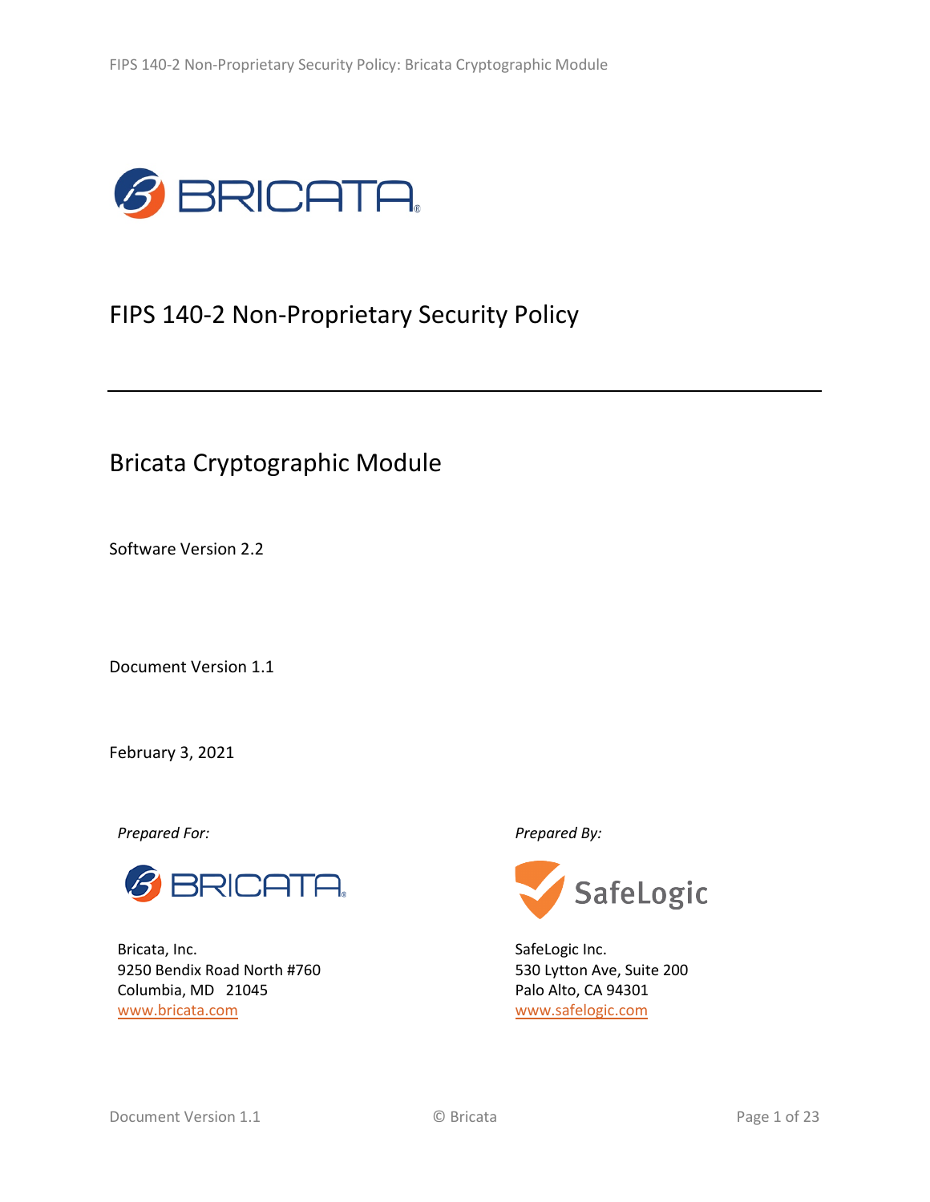# FIPS 140-2 Non-Proprietary Security Policy

## Bricata Cryptographic Module

Software Version 2.2

Document Version 1.1

February 3, 2021

*Prepared For:*

Bricata, Inc.
9250 Bendix Road North #760
Columbia, MD 21045
www.bricata.com

*Prepared By:*

SafeLogic Inc.
530 Lytton Ave, Suite 200
Palo Alto, CA 94301
www.safelogic.com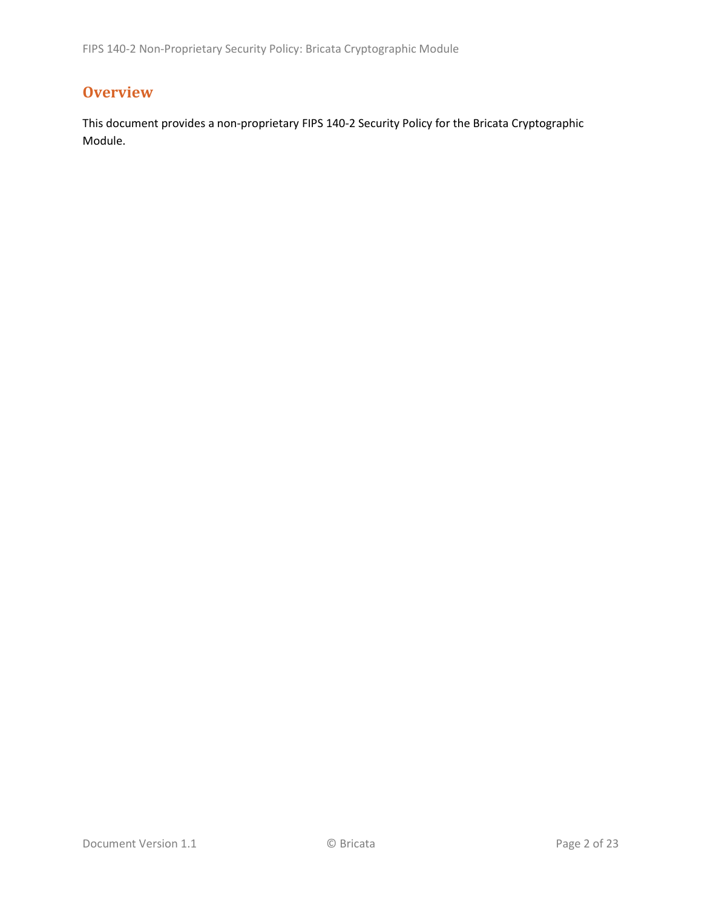# Overview

This document provides a non-proprietary FIPS 140-2 Security Policy for the Bricata Cryptographic Module.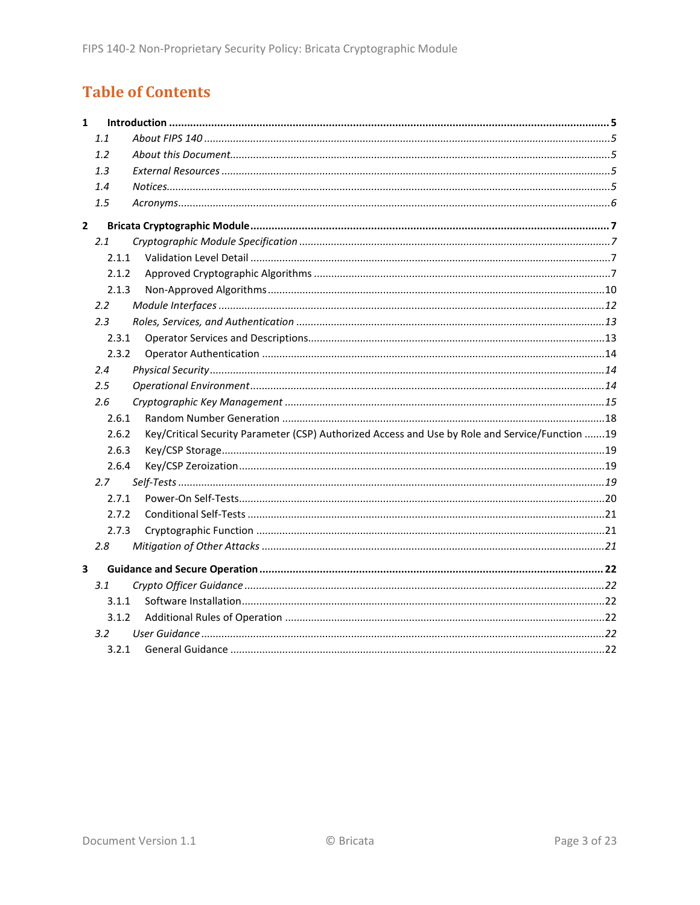# Table of Contents

**1 Introduction ... 5**

- *1.1 About FIPS 140 ... 5*
- *1.2 About this Document ... 5*
- *1.3 External Resources ... 5*
- *1.4 Notices ... 5*
- *1.5 Acronyms ... 6*

**2 Bricata Cryptographic Module ... 7**

- *2.1 Cryptographic Module Specification ... 7*
  - 2.1.1 Validation Level Detail ... 7
  - 2.1.2 Approved Cryptographic Algorithms ... 7
  - 2.1.3 Non-Approved Algorithms ... 10
- *2.2 Module Interfaces ... 12*
- *2.3 Roles, Services, and Authentication ... 13*
  - 2.3.1 Operator Services and Descriptions ... 13
  - 2.3.2 Operator Authentication ... 14
- *2.4 Physical Security ... 14*
- *2.5 Operational Environment ... 14*
- *2.6 Cryptographic Key Management ... 15*
  - 2.6.1 Random Number Generation ... 18
  - 2.6.2 Key/Critical Security Parameter (CSP) Authorized Access and Use by Role and Service/Function ... 19
  - 2.6.3 Key/CSP Storage ... 19
  - 2.6.4 Key/CSP Zeroization ... 19
- *2.7 Self-Tests ... 19*
  - 2.7.1 Power-On Self-Tests ... 20
  - 2.7.2 Conditional Self-Tests ... 21
  - 2.7.3 Cryptographic Function ... 21
- *2.8 Mitigation of Other Attacks ... 21*

**3 Guidance and Secure Operation ... 22**

- *3.1 Crypto Officer Guidance ... 22*
  - 3.1.1 Software Installation ... 22
  - 3.1.2 Additional Rules of Operation ... 22
- *3.2 User Guidance ... 22*
  - 3.2.1 General Guidance ... 22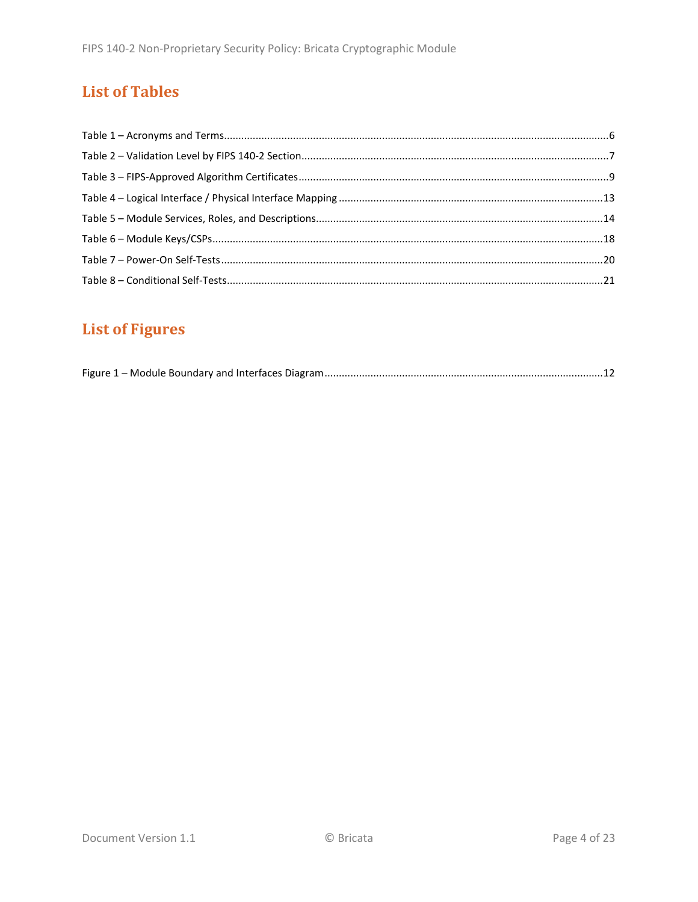## List of Tables

Table 1 – Acronyms and Terms....6

Table 2 – Validation Level by FIPS 140-2 Section....7

Table 3 – FIPS-Approved Algorithm Certificates....9

Table 4 – Logical Interface / Physical Interface Mapping....13

Table 5 – Module Services, Roles, and Descriptions....14

Table 6 – Module Keys/CSPs....18

Table 7 – Power-On Self-Tests....20

Table 8 – Conditional Self-Tests....21

## List of Figures

Figure 1 – Module Boundary and Interfaces Diagram....12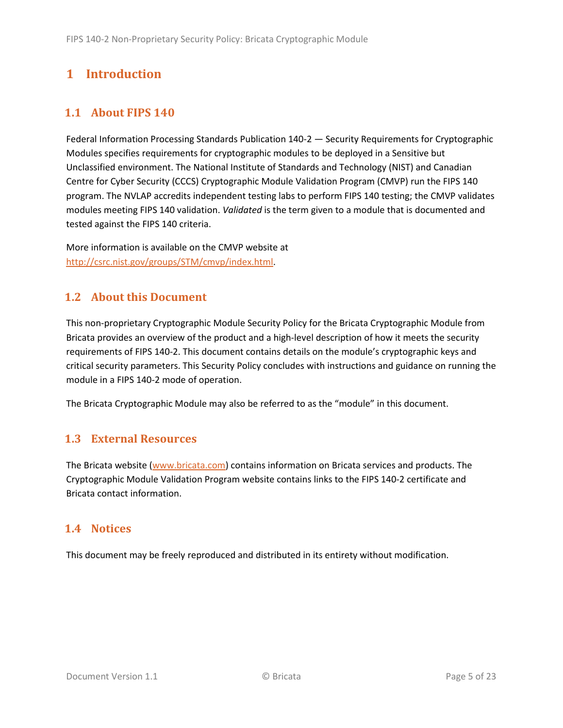# 1 Introduction

## 1.1 About FIPS 140

Federal Information Processing Standards Publication 140-2 — Security Requirements for Cryptographic Modules specifies requirements for cryptographic modules to be deployed in a Sensitive but Unclassified environment. The National Institute of Standards and Technology (NIST) and Canadian Centre for Cyber Security (CCCS) Cryptographic Module Validation Program (CMVP) run the FIPS 140 program. The NVLAP accredits independent testing labs to perform FIPS 140 testing; the CMVP validates modules meeting FIPS 140 validation. *Validated* is the term given to a module that is documented and tested against the FIPS 140 criteria.

More information is available on the CMVP website at [http://csrc.nist.gov/groups/STM/cmvp/index.html](http://csrc.nist.gov/groups/STM/cmvp/index.html).

## 1.2 About this Document

This non-proprietary Cryptographic Module Security Policy for the Bricata Cryptographic Module from Bricata provides an overview of the product and a high-level description of how it meets the security requirements of FIPS 140-2. This document contains details on the module's cryptographic keys and critical security parameters. This Security Policy concludes with instructions and guidance on running the module in a FIPS 140-2 mode of operation.

The Bricata Cryptographic Module may also be referred to as the "module" in this document.

## 1.3 External Resources

The Bricata website ([www.bricata.com](www.bricata.com)) contains information on Bricata services and products. The Cryptographic Module Validation Program website contains links to the FIPS 140-2 certificate and Bricata contact information.

## 1.4 Notices

This document may be freely reproduced and distributed in its entirety without modification.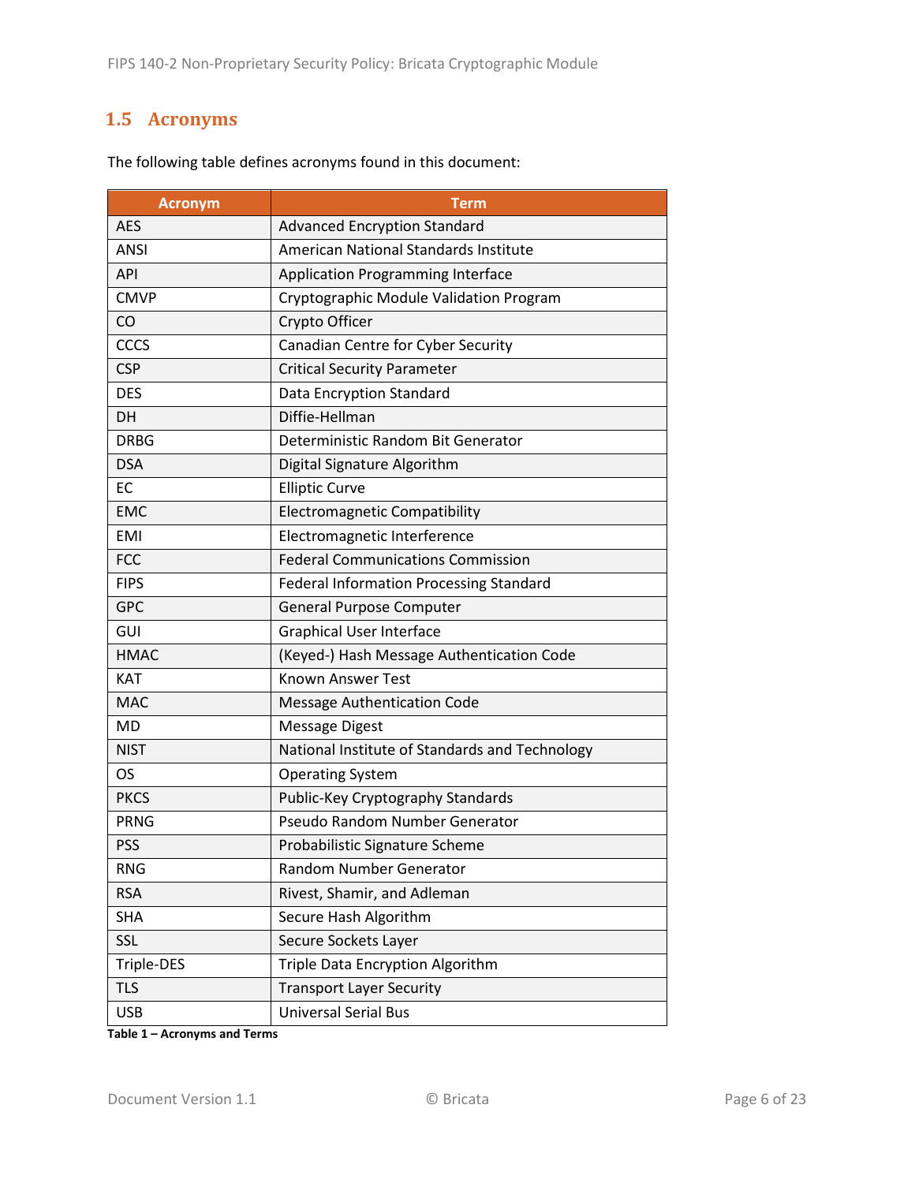## 1.5 Acronyms

The following table defines acronyms found in this document:

| Acronym | Term |
|---|---|
| AES | Advanced Encryption Standard |
| ANSI | American National Standards Institute |
| API | Application Programming Interface |
| CMVP | Cryptographic Module Validation Program |
| CO | Crypto Officer |
| CCCS | Canadian Centre for Cyber Security |
| CSP | Critical Security Parameter |
| DES | Data Encryption Standard |
| DH | Diffie-Hellman |
| DRBG | Deterministic Random Bit Generator |
| DSA | Digital Signature Algorithm |
| EC | Elliptic Curve |
| EMC | Electromagnetic Compatibility |
| EMI | Electromagnetic Interference |
| FCC | Federal Communications Commission |
| FIPS | Federal Information Processing Standard |
| GPC | General Purpose Computer |
| GUI | Graphical User Interface |
| HMAC | (Keyed-) Hash Message Authentication Code |
| KAT | Known Answer Test |
| MAC | Message Authentication Code |
| MD | Message Digest |
| NIST | National Institute of Standards and Technology |
| OS | Operating System |
| PKCS | Public-Key Cryptography Standards |
| PRNG | Pseudo Random Number Generator |
| PSS | Probabilistic Signature Scheme |
| RNG | Random Number Generator |
| RSA | Rivest, Shamir, and Adleman |
| SHA | Secure Hash Algorithm |
| SSL | Secure Sockets Layer |
| Triple-DES | Triple Data Encryption Algorithm |
| TLS | Transport Layer Security |
| USB | Universal Serial Bus |

**Table 1 – Acronyms and Terms**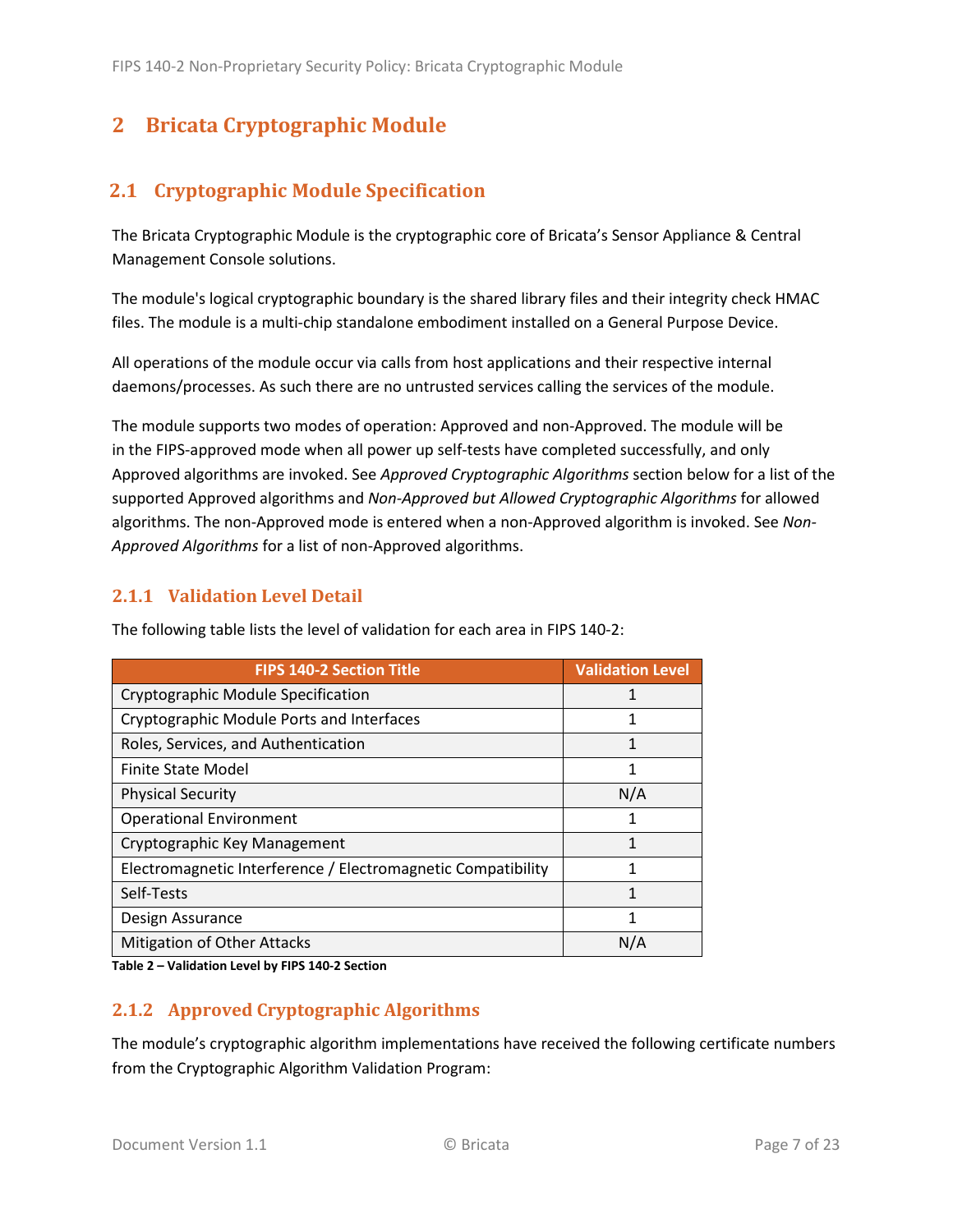# 2 Bricata Cryptographic Module

## 2.1 Cryptographic Module Specification

The Bricata Cryptographic Module is the cryptographic core of Bricata's Sensor Appliance & Central Management Console solutions.

The module's logical cryptographic boundary is the shared library files and their integrity check HMAC files. The module is a multi-chip standalone embodiment installed on a General Purpose Device.

All operations of the module occur via calls from host applications and their respective internal daemons/processes. As such there are no untrusted services calling the services of the module.

The module supports two modes of operation: Approved and non-Approved. The module will be in the FIPS-approved mode when all power up self-tests have completed successfully, and only Approved algorithms are invoked. See *Approved Cryptographic Algorithms* section below for a list of the supported Approved algorithms and *Non-Approved but Allowed Cryptographic Algorithms* for allowed algorithms. The non-Approved mode is entered when a non-Approved algorithm is invoked. See *Non-Approved Algorithms* for a list of non-Approved algorithms.

### 2.1.1 Validation Level Detail

The following table lists the level of validation for each area in FIPS 140-2:

| FIPS 140-2 Section Title | Validation Level |
|---|---|
| Cryptographic Module Specification | 1 |
| Cryptographic Module Ports and Interfaces | 1 |
| Roles, Services, and Authentication | 1 |
| Finite State Model | 1 |
| Physical Security | N/A |
| Operational Environment | 1 |
| Cryptographic Key Management | 1 |
| Electromagnetic Interference / Electromagnetic Compatibility | 1 |
| Self-Tests | 1 |
| Design Assurance | 1 |
| Mitigation of Other Attacks | N/A |

**Table 2 – Validation Level by FIPS 140-2 Section**

### 2.1.2 Approved Cryptographic Algorithms

The module's cryptographic algorithm implementations have received the following certificate numbers from the Cryptographic Algorithm Validation Program: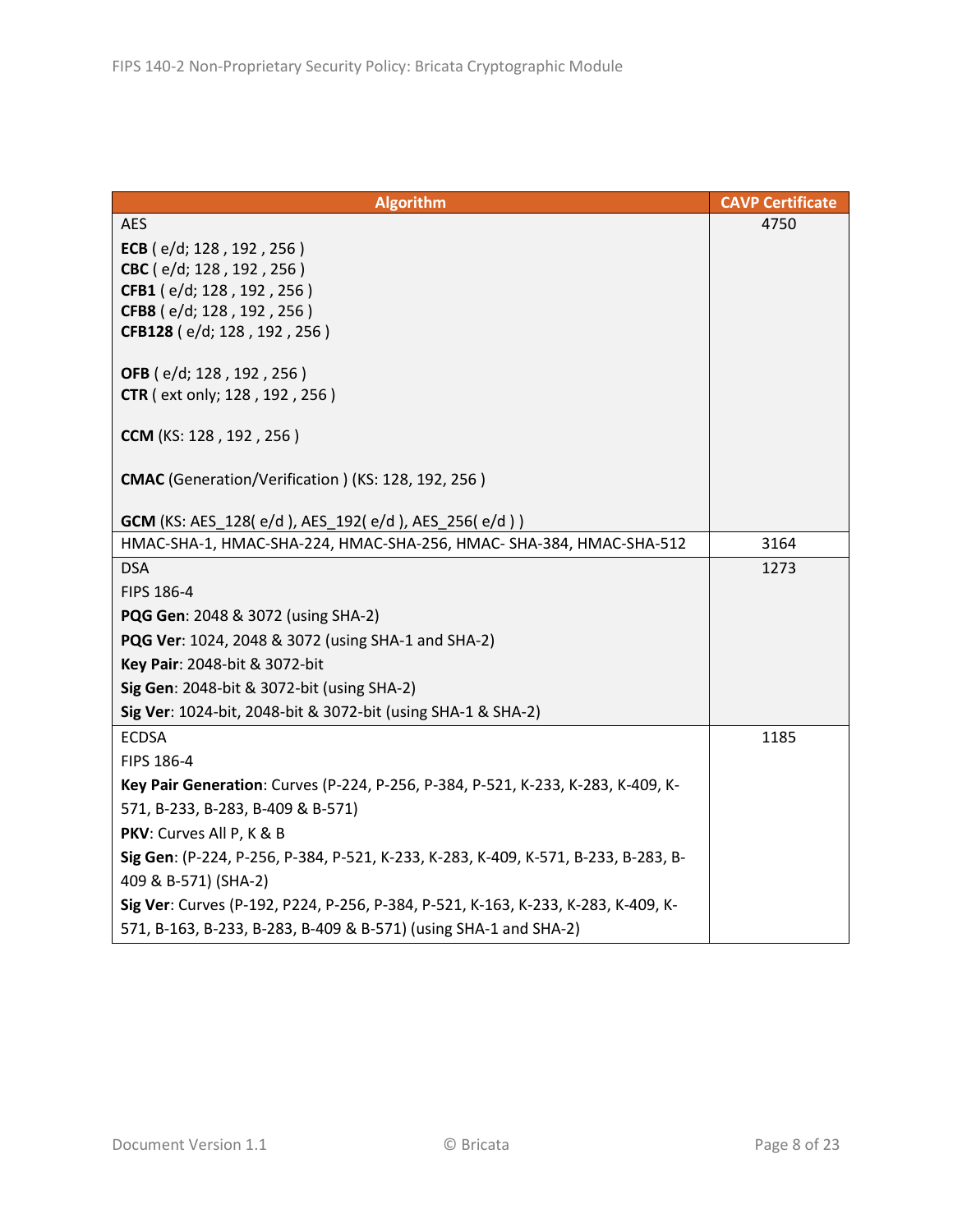| Algorithm | CAVP Certificate |
| --- | --- |
| AES<br>**ECB** ( e/d; 128 , 192 , 256 )<br>**CBC** ( e/d; 128 , 192 , 256 )<br>**CFB1** ( e/d; 128 , 192 , 256 )<br>**CFB8** ( e/d; 128 , 192 , 256 )<br>**CFB128** ( e/d; 128 , 192 , 256 )<br><br>**OFB** ( e/d; 128 , 192 , 256 )<br>**CTR** ( ext only; 128 , 192 , 256 )<br><br>**CCM** (KS: 128 , 192 , 256 )<br><br>**CMAC** (Generation/Verification ) (KS: 128, 192, 256 )<br><br>**GCM** (KS: AES_128( e/d ), AES_192( e/d ), AES_256( e/d ) ) | 4750 |
| HMAC-SHA-1, HMAC-SHA-224, HMAC-SHA-256, HMAC- SHA-384, HMAC-SHA-512 | 3164 |
| DSA<br>FIPS 186-4<br>**PQG Gen**: 2048 & 3072 (using SHA-2)<br>**PQG Ver**: 1024, 2048 & 3072 (using SHA-1 and SHA-2)<br>**Key Pair**: 2048-bit & 3072-bit<br>**Sig Gen**: 2048-bit & 3072-bit (using SHA-2)<br>**Sig Ver**: 1024-bit, 2048-bit & 3072-bit (using SHA-1 & SHA-2) | 1273 |
| ECDSA<br>FIPS 186-4<br>**Key Pair Generation**: Curves (P-224, P-256, P-384, P-521, K-233, K-283, K-409, K-571, B-233, B-283, B-409 & B-571)<br>**PKV**: Curves All P, K & B<br>**Sig Gen**: (P-224, P-256, P-384, P-521, K-233, K-283, K-409, K-571, B-233, B-283, B-409 & B-571) (SHA-2)<br>**Sig Ver**: Curves (P-192, P224, P-256, P-384, P-521, K-163, K-233, K-283, K-409, K-571, B-163, B-233, B-283, B-409 & B-571) (using SHA-1 and SHA-2) | 1185 |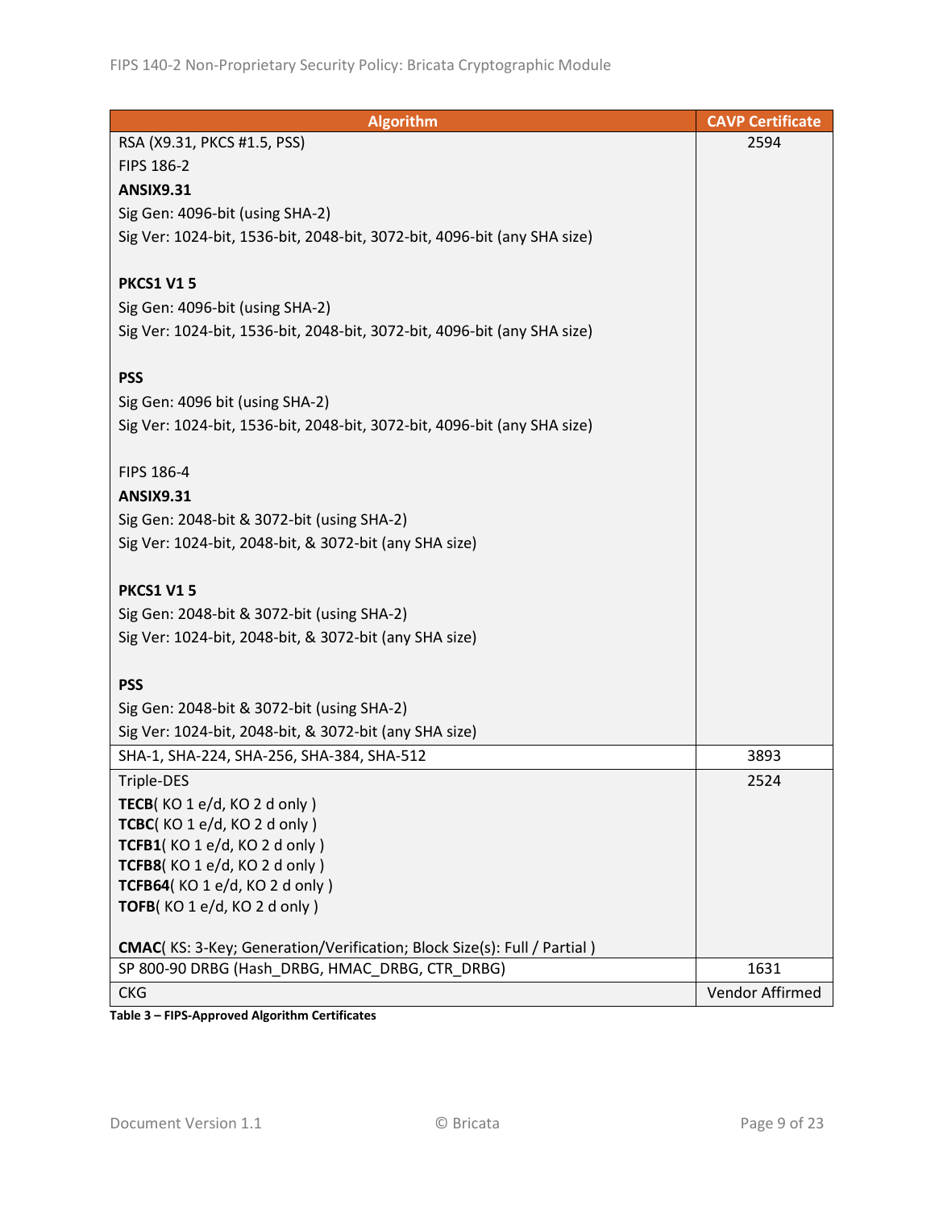| Algorithm | CAVP Certificate |
|---|---|
| RSA (X9.31, PKCS #1.5, PSS)<br>FIPS 186-2<br>**ANSIX9.31**<br>Sig Gen: 4096-bit (using SHA-2)<br>Sig Ver: 1024-bit, 1536-bit, 2048-bit, 3072-bit, 4096-bit (any SHA size)<br><br>**PKCS1 V1 5**<br>Sig Gen: 4096-bit (using SHA-2)<br>Sig Ver: 1024-bit, 1536-bit, 2048-bit, 3072-bit, 4096-bit (any SHA size)<br><br>**PSS**<br>Sig Gen: 4096 bit (using SHA-2)<br>Sig Ver: 1024-bit, 1536-bit, 2048-bit, 3072-bit, 4096-bit (any SHA size)<br><br>FIPS 186-4<br>**ANSIX9.31**<br>Sig Gen: 2048-bit & 3072-bit (using SHA-2)<br>Sig Ver: 1024-bit, 2048-bit, & 3072-bit (any SHA size)<br><br>**PKCS1 V1 5**<br>Sig Gen: 2048-bit & 3072-bit (using SHA-2)<br>Sig Ver: 1024-bit, 2048-bit, & 3072-bit (any SHA size)<br><br>**PSS**<br>Sig Gen: 2048-bit & 3072-bit (using SHA-2)<br>Sig Ver: 1024-bit, 2048-bit, & 3072-bit (any SHA size) | 2594 |
| SHA-1, SHA-224, SHA-256, SHA-384, SHA-512 | 3893 |
| Triple-DES<br>**TECB**( KO 1 e/d, KO 2 d only )<br>**TCBC**( KO 1 e/d, KO 2 d only )<br>**TCFB1**( KO 1 e/d, KO 2 d only )<br>**TCFB8**( KO 1 e/d, KO 2 d only )<br>**TCFB64**( KO 1 e/d, KO 2 d only )<br>**TOFB**( KO 1 e/d, KO 2 d only )<br><br>**CMAC**( KS: 3-Key; Generation/Verification; Block Size(s): Full / Partial ) | 2524 |
| SP 800-90 DRBG (Hash_DRBG, HMAC_DRBG, CTR_DRBG) | 1631 |
| CKG | Vendor Affirmed |

**Table 3 – FIPS-Approved Algorithm Certificates**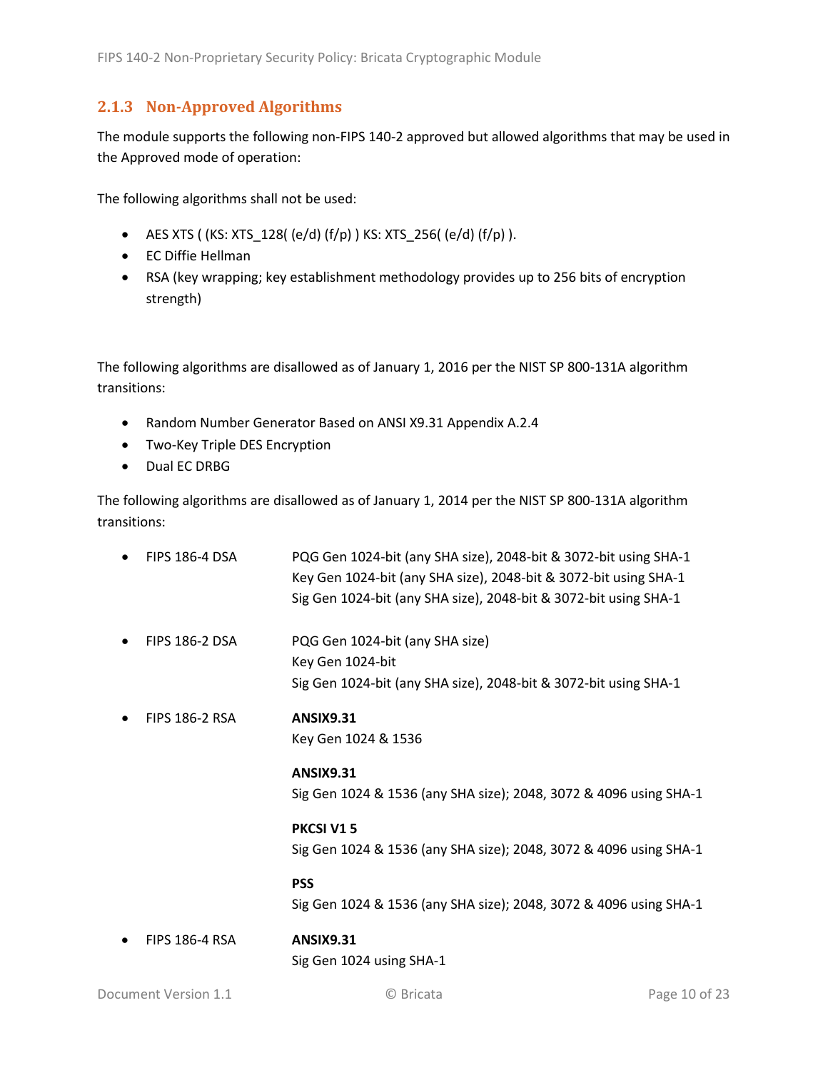### 2.1.3 Non-Approved Algorithms

The module supports the following non-FIPS 140-2 approved but allowed algorithms that may be used in the Approved mode of operation:

The following algorithms shall not be used:

- AES XTS ( (KS: XTS_128( (e/d) (f/p) ) KS: XTS_256( (e/d) (f/p) ).
- EC Diffie Hellman
- RSA (key wrapping; key establishment methodology provides up to 256 bits of encryption strength)

The following algorithms are disallowed as of January 1, 2016 per the NIST SP 800-131A algorithm transitions:

- Random Number Generator Based on ANSI X9.31 Appendix A.2.4
- Two-Key Triple DES Encryption
- Dual EC DRBG

The following algorithms are disallowed as of January 1, 2014 per the NIST SP 800-131A algorithm transitions:

- FIPS 186-4 DSA
  PQG Gen 1024-bit (any SHA size), 2048-bit & 3072-bit using SHA-1
  Key Gen 1024-bit (any SHA size), 2048-bit & 3072-bit using SHA-1
  Sig Gen 1024-bit (any SHA size), 2048-bit & 3072-bit using SHA-1

- FIPS 186-2 DSA
  PQG Gen 1024-bit (any SHA size)
  Key Gen 1024-bit
  Sig Gen 1024-bit (any SHA size), 2048-bit & 3072-bit using SHA-1

- FIPS 186-2 RSA
  **ANSIX9.31**
  Key Gen 1024 & 1536

  **ANSIX9.31**
  Sig Gen 1024 & 1536 (any SHA size); 2048, 3072 & 4096 using SHA-1

  **PKCSI V1 5**
  Sig Gen 1024 & 1536 (any SHA size); 2048, 3072 & 4096 using SHA-1

  **PSS**
  Sig Gen 1024 & 1536 (any SHA size); 2048, 3072 & 4096 using SHA-1

- FIPS 186-4 RSA
  **ANSIX9.31**
  Sig Gen 1024 using SHA-1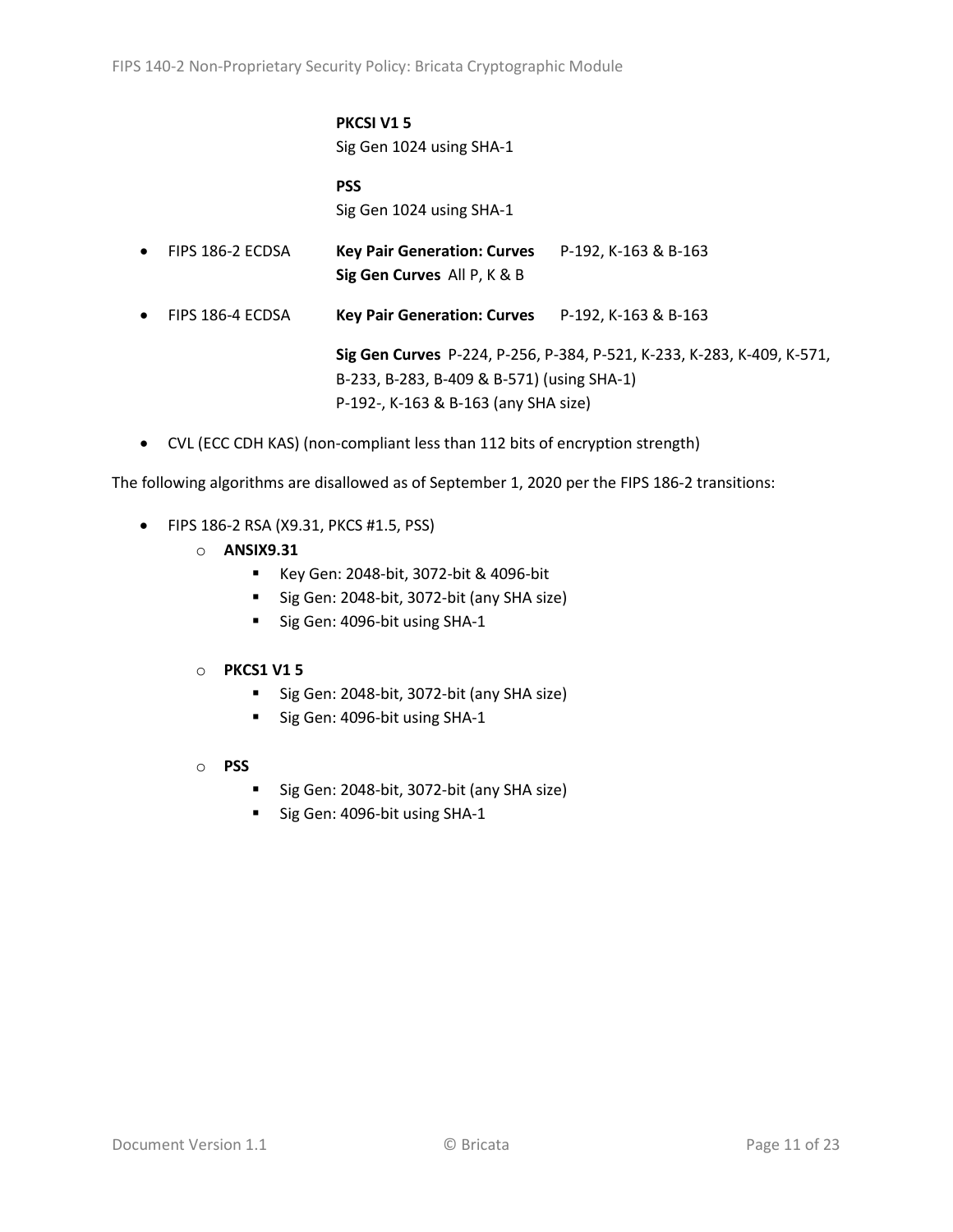**PKCSI V1 5**
Sig Gen 1024 using SHA-1

**PSS**
Sig Gen 1024 using SHA-1

- FIPS 186-2 ECDSA **Key Pair Generation: Curves** P-192, K-163 & B-163
  **Sig Gen Curves** All P, K & B
- FIPS 186-4 ECDSA **Key Pair Generation: Curves** P-192, K-163 & B-163

  **Sig Gen Curves** P-224, P-256, P-384, P-521, K-233, K-283, K-409, K-571, B-233, B-283, B-409 & B-571) (using SHA-1)
  P-192-, K-163 & B-163 (any SHA size)
- CVL (ECC CDH KAS) (non-compliant less than 112 bits of encryption strength)

The following algorithms are disallowed as of September 1, 2020 per the FIPS 186-2 transitions:

- FIPS 186-2 RSA (X9.31, PKCS #1.5, PSS)
  - **ANSIX9.31**
    - Key Gen: 2048-bit, 3072-bit & 4096-bit
    - Sig Gen: 2048-bit, 3072-bit (any SHA size)
    - Sig Gen: 4096-bit using SHA-1
  - **PKCS1 V1 5**
    - Sig Gen: 2048-bit, 3072-bit (any SHA size)
    - Sig Gen: 4096-bit using SHA-1
  - **PSS**
    - Sig Gen: 2048-bit, 3072-bit (any SHA size)
    - Sig Gen: 4096-bit using SHA-1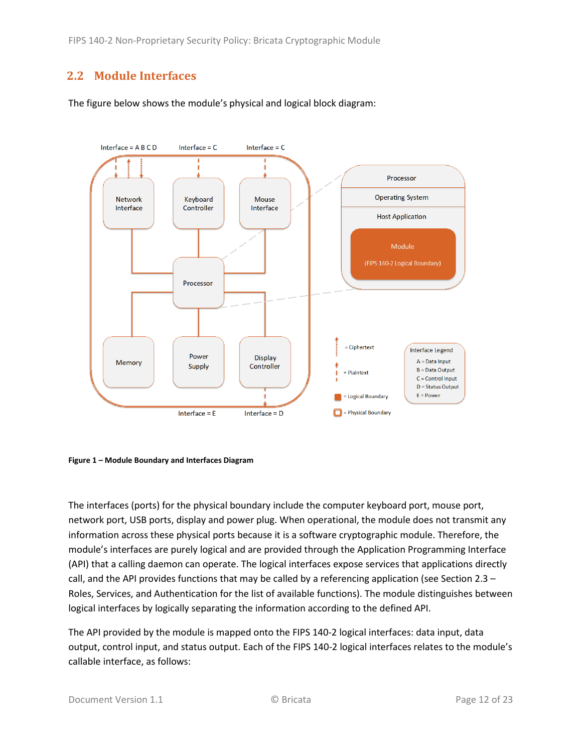## 2.2 Module Interfaces

The figure below shows the module's physical and logical block diagram:

**Figure 1 – Module Boundary and Interfaces Diagram**

The interfaces (ports) for the physical boundary include the computer keyboard port, mouse port, network port, USB ports, display and power plug. When operational, the module does not transmit any information across these physical ports because it is a software cryptographic module. Therefore, the module's interfaces are purely logical and are provided through the Application Programming Interface (API) that a calling daemon can operate. The logical interfaces expose services that applications directly call, and the API provides functions that may be called by a referencing application (see Section 2.3 – Roles, Services, and Authentication for the list of available functions). The module distinguishes between logical interfaces by logically separating the information according to the defined API.

The API provided by the module is mapped onto the FIPS 140-2 logical interfaces: data input, data output, control input, and status output. Each of the FIPS 140-2 logical interfaces relates to the module's callable interface, as follows: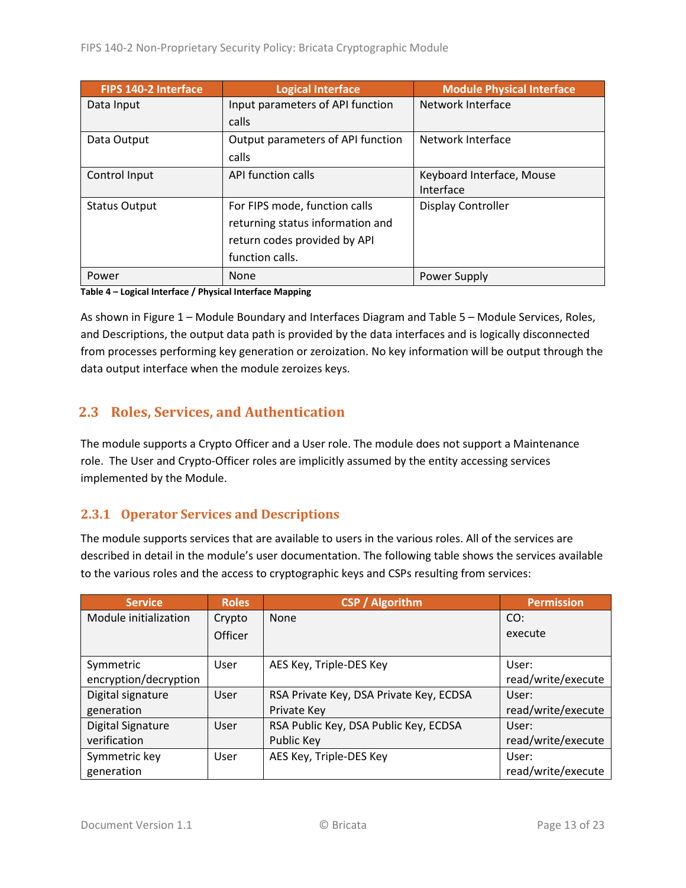| FIPS 140-2 Interface | Logical Interface | Module Physical Interface |
|---|---|---|
| Data Input | Input parameters of API function calls | Network Interface |
| Data Output | Output parameters of API function calls | Network Interface |
| Control Input | API function calls | Keyboard Interface, Mouse Interface |
| Status Output | For FIPS mode, function calls returning status information and return codes provided by API function calls. | Display Controller |
| Power | None | Power Supply |

**Table 4 – Logical Interface / Physical Interface Mapping**

As shown in Figure 1 – Module Boundary and Interfaces Diagram and Table 5 – Module Services, Roles, and Descriptions, the output data path is provided by the data interfaces and is logically disconnected from processes performing key generation or zeroization. No key information will be output through the data output interface when the module zeroizes keys.

## 2.3 Roles, Services, and Authentication

The module supports a Crypto Officer and a User role. The module does not support a Maintenance role. The User and Crypto-Officer roles are implicitly assumed by the entity accessing services implemented by the Module.

### 2.3.1 Operator Services and Descriptions

The module supports services that are available to users in the various roles. All of the services are described in detail in the module's user documentation. The following table shows the services available to the various roles and the access to cryptographic keys and CSPs resulting from services:

| Service | Roles | CSP / Algorithm | Permission |
|---|---|---|---|
| Module initialization | Crypto Officer | None | CO: execute |
| Symmetric encryption/decryption | User | AES Key, Triple-DES Key | User: read/write/execute |
| Digital signature generation | User | RSA Private Key, DSA Private Key, ECDSA Private Key | User: read/write/execute |
| Digital Signature verification | User | RSA Public Key, DSA Public Key, ECDSA Public Key | User: read/write/execute |
| Symmetric key generation | User | AES Key, Triple-DES Key | User: read/write/execute |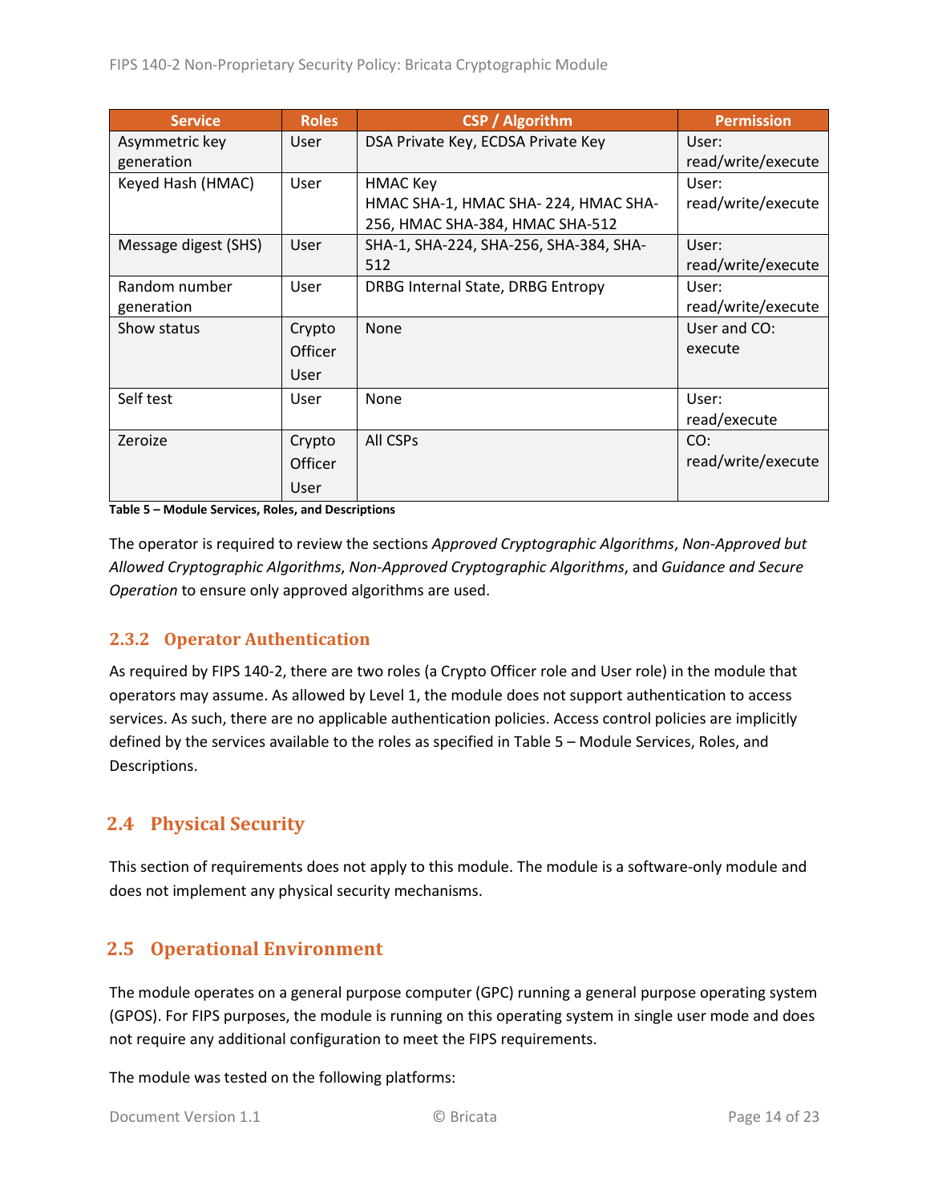| Service | Roles | CSP / Algorithm | Permission |
|---|---|---|---|
| Asymmetric key generation | User | DSA Private Key, ECDSA Private Key | User: read/write/execute |
| Keyed Hash (HMAC) | User | HMAC Key<br>HMAC SHA-1, HMAC SHA- 224, HMAC SHA-256, HMAC SHA-384, HMAC SHA-512 | User: read/write/execute |
| Message digest (SHS) | User | SHA-1, SHA-224, SHA-256, SHA-384, SHA-512 | User: read/write/execute |
| Random number generation | User | DRBG Internal State, DRBG Entropy | User: read/write/execute |
| Show status | Crypto Officer<br>User | None | User and CO: execute |
| Self test | User | None | User: read/execute |
| Zeroize | Crypto Officer<br>User | All CSPs | CO: read/write/execute |

**Table 5 – Module Services, Roles, and Descriptions**

The operator is required to review the sections *Approved Cryptographic Algorithms*, *Non-Approved but Allowed Cryptographic Algorithms*, *Non-Approved Cryptographic Algorithms*, and *Guidance and Secure Operation* to ensure only approved algorithms are used.

### 2.3.2 Operator Authentication

As required by FIPS 140-2, there are two roles (a Crypto Officer role and User role) in the module that operators may assume. As allowed by Level 1, the module does not support authentication to access services. As such, there are no applicable authentication policies. Access control policies are implicitly defined by the services available to the roles as specified in Table 5 – Module Services, Roles, and Descriptions.

## 2.4 Physical Security

This section of requirements does not apply to this module. The module is a software-only module and does not implement any physical security mechanisms.

## 2.5 Operational Environment

The module operates on a general purpose computer (GPC) running a general purpose operating system (GPOS). For FIPS purposes, the module is running on this operating system in single user mode and does not require any additional configuration to meet the FIPS requirements.

The module was tested on the following platforms: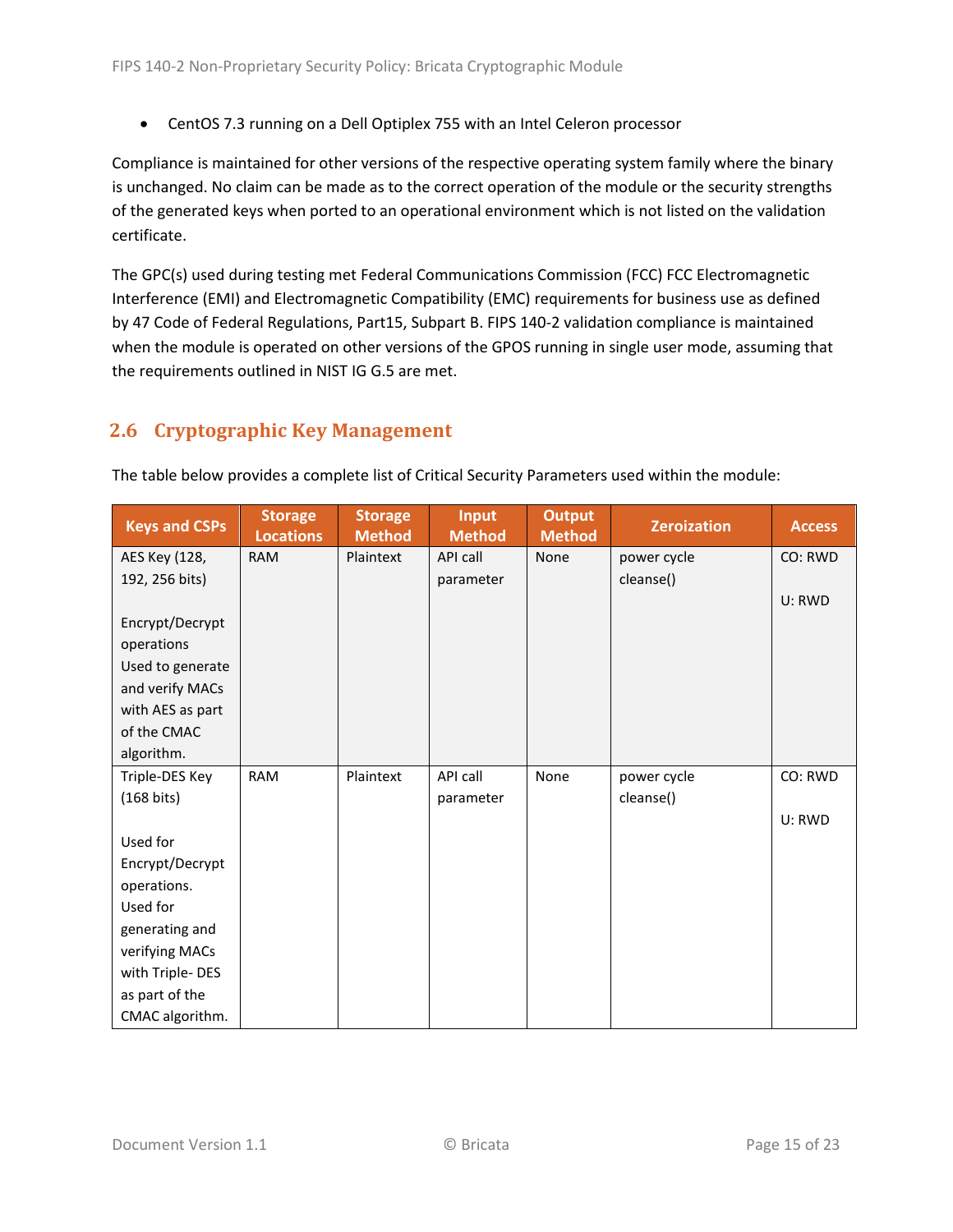- CentOS 7.3 running on a Dell Optiplex 755 with an Intel Celeron processor

Compliance is maintained for other versions of the respective operating system family where the binary is unchanged. No claim can be made as to the correct operation of the module or the security strengths of the generated keys when ported to an operational environment which is not listed on the validation certificate.

The GPC(s) used during testing met Federal Communications Commission (FCC) FCC Electromagnetic Interference (EMI) and Electromagnetic Compatibility (EMC) requirements for business use as defined by 47 Code of Federal Regulations, Part15, Subpart B. FIPS 140-2 validation compliance is maintained when the module is operated on other versions of the GPOS running in single user mode, assuming that the requirements outlined in NIST IG G.5 are met.

## 2.6 Cryptographic Key Management

The table below provides a complete list of Critical Security Parameters used within the module:

| Keys and CSPs | Storage Locations | Storage Method | Input Method | Output Method | Zeroization | Access |
|---|---|---|---|---|---|---|
| AES Key (128, 192, 256 bits)<br><br>Encrypt/Decrypt operations<br>Used to generate and verify MACs with AES as part of the CMAC algorithm. | RAM | Plaintext | API call parameter | None | power cycle<br>cleanse() | CO: RWD<br><br>U: RWD |
| Triple-DES Key (168 bits)<br><br>Used for Encrypt/Decrypt operations.<br>Used for generating and verifying MACs with Triple- DES as part of the CMAC algorithm. | RAM | Plaintext | API call parameter | None | power cycle<br>cleanse() | CO: RWD<br><br>U: RWD |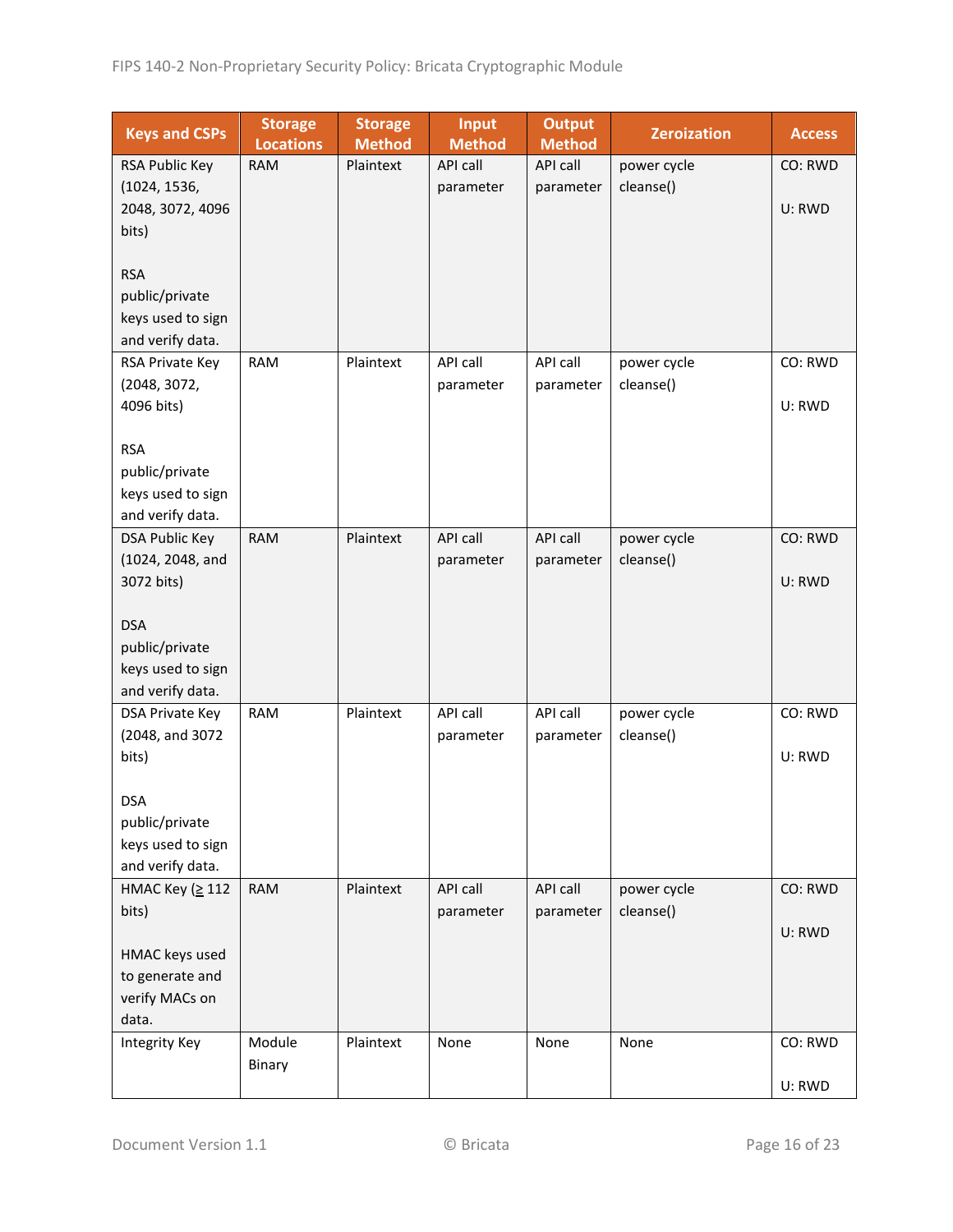| Keys and CSPs | Storage Locations | Storage Method | Input Method | Output Method | Zeroization | Access |
|---|---|---|---|---|---|---|
| RSA Public Key (1024, 1536, 2048, 3072, 4096 bits)<br><br>RSA public/private keys used to sign and verify data. | RAM | Plaintext | API call parameter | API call parameter | power cycle cleanse() | CO: RWD<br><br>U: RWD |
| RSA Private Key (2048, 3072, 4096 bits)<br><br>RSA public/private keys used to sign and verify data. | RAM | Plaintext | API call parameter | API call parameter | power cycle cleanse() | CO: RWD<br><br>U: RWD |
| DSA Public Key (1024, 2048, and 3072 bits)<br><br>DSA public/private keys used to sign and verify data. | RAM | Plaintext | API call parameter | API call parameter | power cycle cleanse() | CO: RWD<br><br>U: RWD |
| DSA Private Key (2048, and 3072 bits)<br><br>DSA public/private keys used to sign and verify data. | RAM | Plaintext | API call parameter | API call parameter | power cycle cleanse() | CO: RWD<br><br>U: RWD |
| HMAC Key (≥ 112 bits)<br><br>HMAC keys used to generate and verify MACs on data. | RAM | Plaintext | API call parameter | API call parameter | power cycle cleanse() | CO: RWD<br><br>U: RWD |
| Integrity Key | Module Binary | Plaintext | None | None | None | CO: RWD<br><br>U: RWD |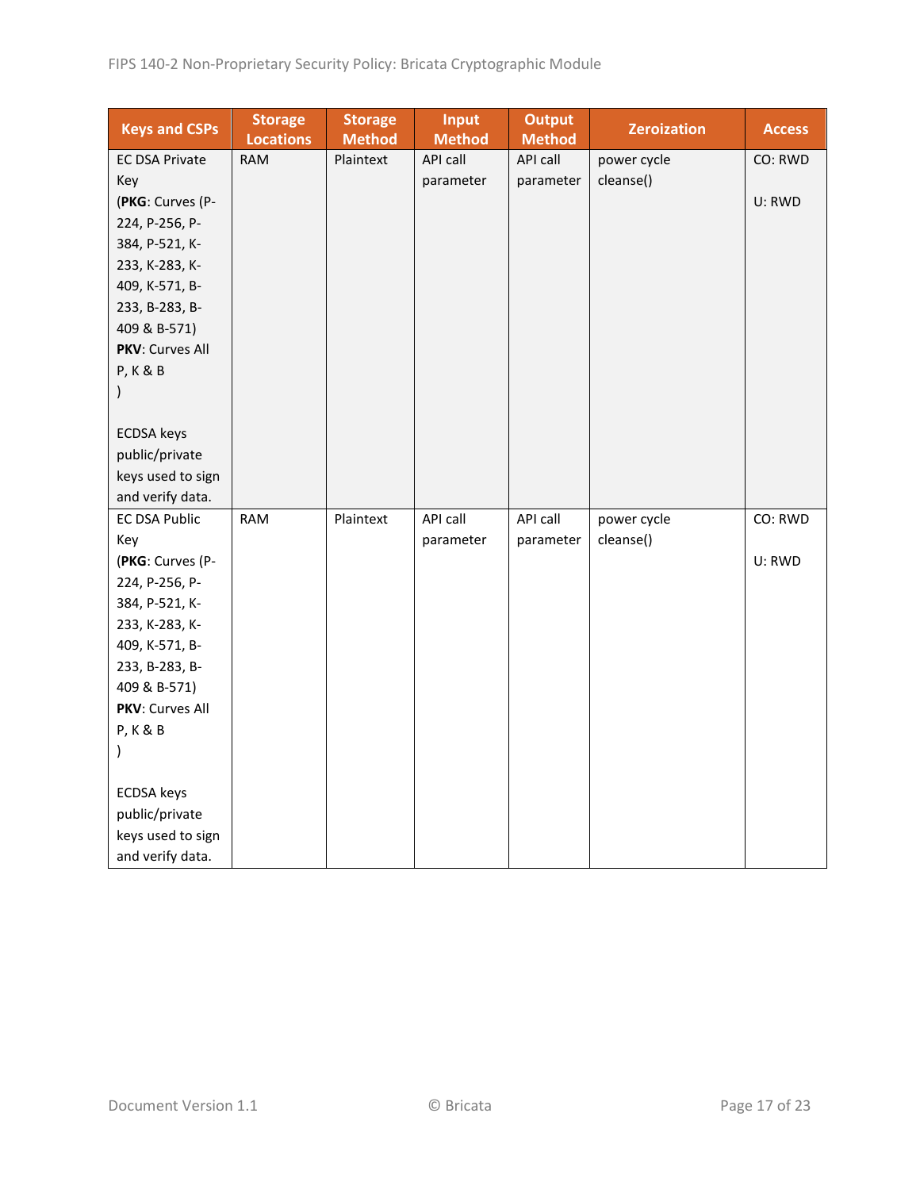| Keys and CSPs | Storage Locations | Storage Method | Input Method | Output Method | Zeroization | Access |
|---|---|---|---|---|---|---|
| EC DSA Private Key (**PKG**: Curves (P-224, P-256, P-384, P-521, K-233, K-283, K-409, K-571, B-233, B-283, B-409 & B-571) **PKV**: Curves All P, K & B ) <br><br> ECDSA keys public/private keys used to sign and verify data. | RAM | Plaintext | API call parameter | API call parameter | power cycle cleanse() | CO: RWD <br><br> U: RWD |
| EC DSA Public Key (**PKG**: Curves (P-224, P-256, P-384, P-521, K-233, K-283, K-409, K-571, B-233, B-283, B-409 & B-571) **PKV**: Curves All P, K & B ) <br><br> ECDSA keys public/private keys used to sign and verify data. | RAM | Plaintext | API call parameter | API call parameter | power cycle cleanse() | CO: RWD <br><br> U: RWD |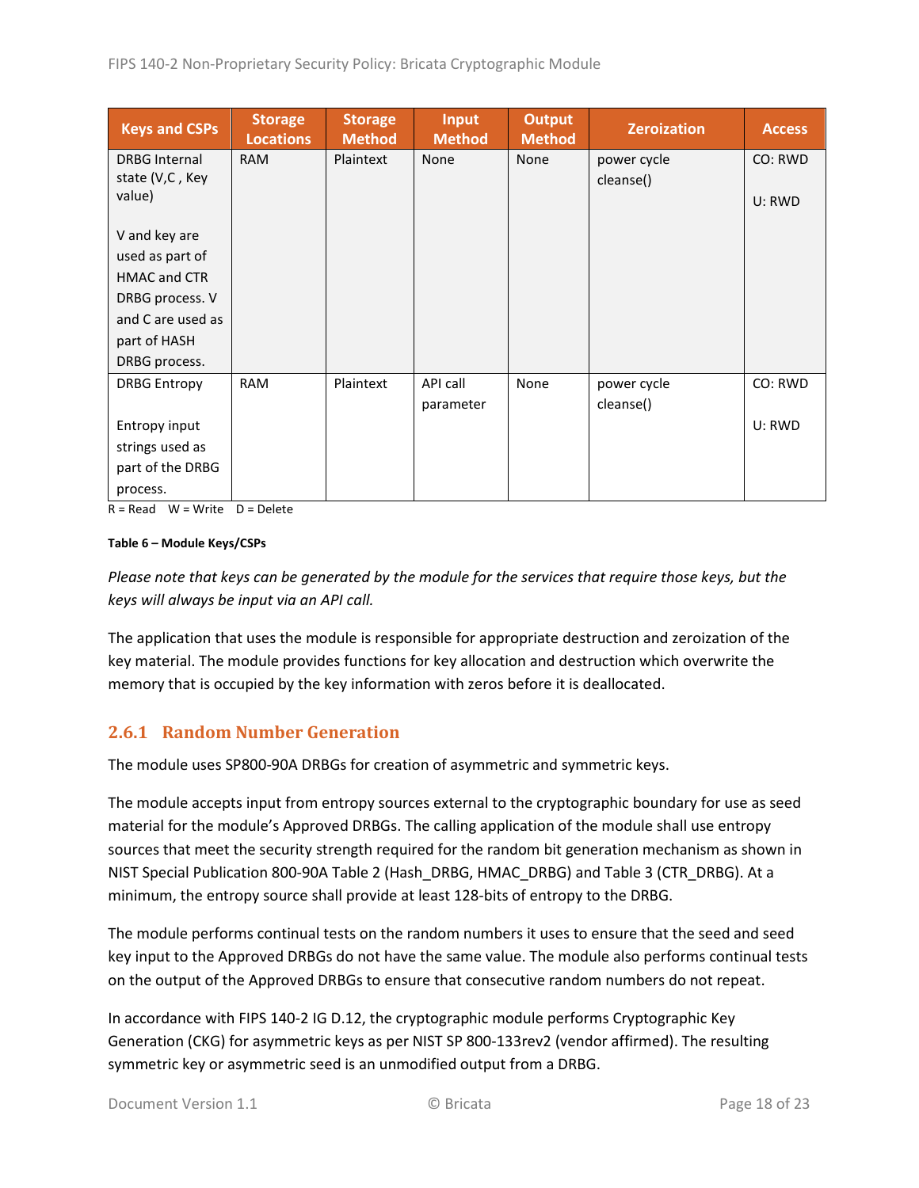| Keys and CSPs | Storage Locations | Storage Method | Input Method | Output Method | Zeroization | Access |
|---|---|---|---|---|---|---|
| DRBG Internal state (V,C , Key value)<br><br>V and key are used as part of HMAC and CTR DRBG process. V and C are used as part of HASH DRBG process. | RAM | Plaintext | None | None | power cycle<br>cleanse() | CO: RWD<br><br>U: RWD |
| DRBG Entropy<br><br>Entropy input strings used as part of the DRBG process. | RAM | Plaintext | API call parameter | None | power cycle<br>cleanse() | CO: RWD<br><br>U: RWD |

R = Read W = Write D = Delete

**Table 6 – Module Keys/CSPs**

*Please note that keys can be generated by the module for the services that require those keys, but the keys will always be input via an API call.*

The application that uses the module is responsible for appropriate destruction and zeroization of the key material. The module provides functions for key allocation and destruction which overwrite the memory that is occupied by the key information with zeros before it is deallocated.

### 2.6.1 Random Number Generation

The module uses SP800-90A DRBGs for creation of asymmetric and symmetric keys.

The module accepts input from entropy sources external to the cryptographic boundary for use as seed material for the module's Approved DRBGs. The calling application of the module shall use entropy sources that meet the security strength required for the random bit generation mechanism as shown in NIST Special Publication 800-90A Table 2 (Hash_DRBG, HMAC_DRBG) and Table 3 (CTR_DRBG). At a minimum, the entropy source shall provide at least 128-bits of entropy to the DRBG.

The module performs continual tests on the random numbers it uses to ensure that the seed and seed key input to the Approved DRBGs do not have the same value. The module also performs continual tests on the output of the Approved DRBGs to ensure that consecutive random numbers do not repeat.

In accordance with FIPS 140-2 IG D.12, the cryptographic module performs Cryptographic Key Generation (CKG) for asymmetric keys as per NIST SP 800-133rev2 (vendor affirmed). The resulting symmetric key or asymmetric seed is an unmodified output from a DRBG.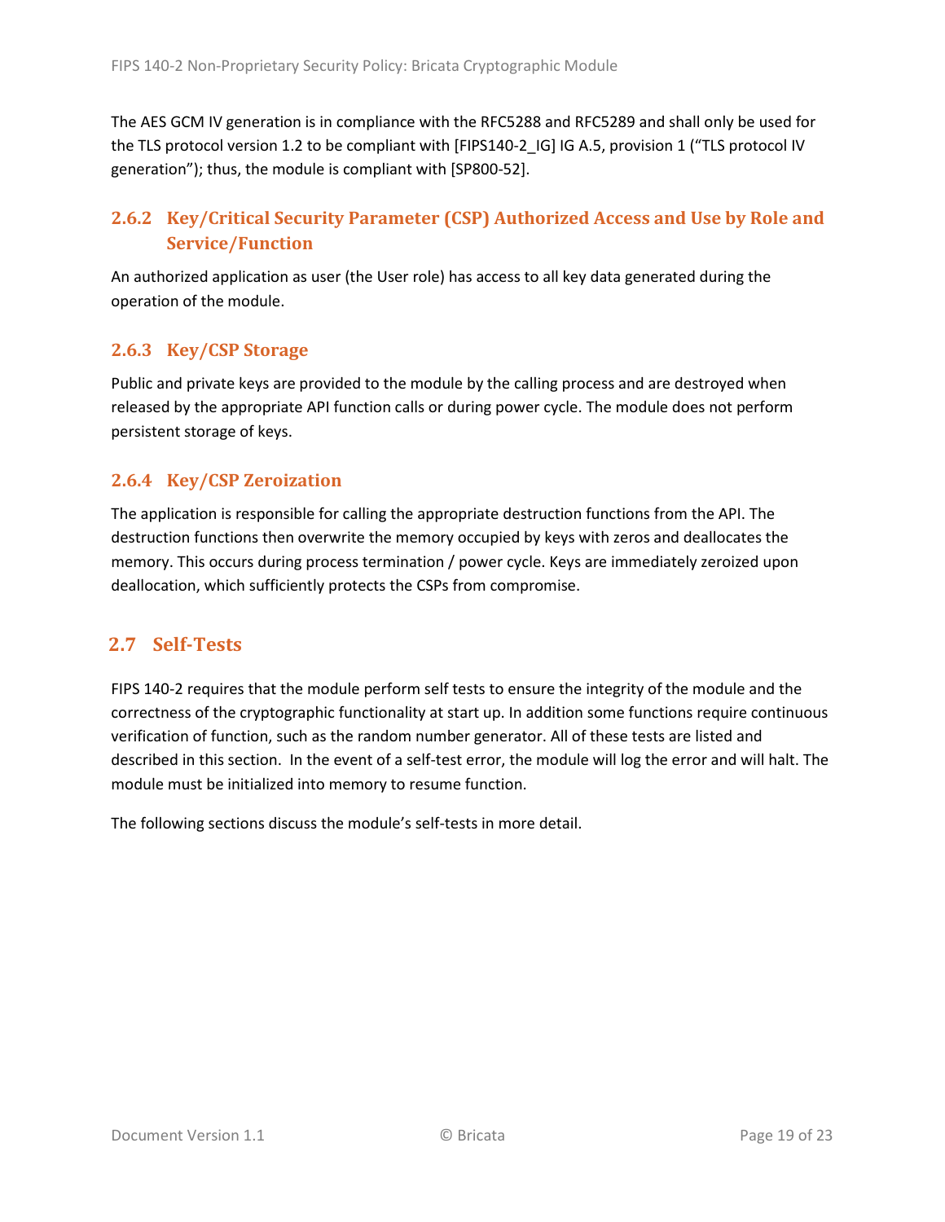The AES GCM IV generation is in compliance with the RFC5288 and RFC5289 and shall only be used for the TLS protocol version 1.2 to be compliant with [FIPS140-2_IG] IG A.5, provision 1 ("TLS protocol IV generation"); thus, the module is compliant with [SP800-52].

### 2.6.2 Key/Critical Security Parameter (CSP) Authorized Access and Use by Role and Service/Function

An authorized application as user (the User role) has access to all key data generated during the operation of the module.

### 2.6.3 Key/CSP Storage

Public and private keys are provided to the module by the calling process and are destroyed when released by the appropriate API function calls or during power cycle. The module does not perform persistent storage of keys.

### 2.6.4 Key/CSP Zeroization

The application is responsible for calling the appropriate destruction functions from the API. The destruction functions then overwrite the memory occupied by keys with zeros and deallocates the memory. This occurs during process termination / power cycle. Keys are immediately zeroized upon deallocation, which sufficiently protects the CSPs from compromise.

## 2.7 Self-Tests

FIPS 140-2 requires that the module perform self tests to ensure the integrity of the module and the correctness of the cryptographic functionality at start up. In addition some functions require continuous verification of function, such as the random number generator. All of these tests are listed and described in this section. In the event of a self-test error, the module will log the error and will halt. The module must be initialized into memory to resume function.

The following sections discuss the module's self-tests in more detail.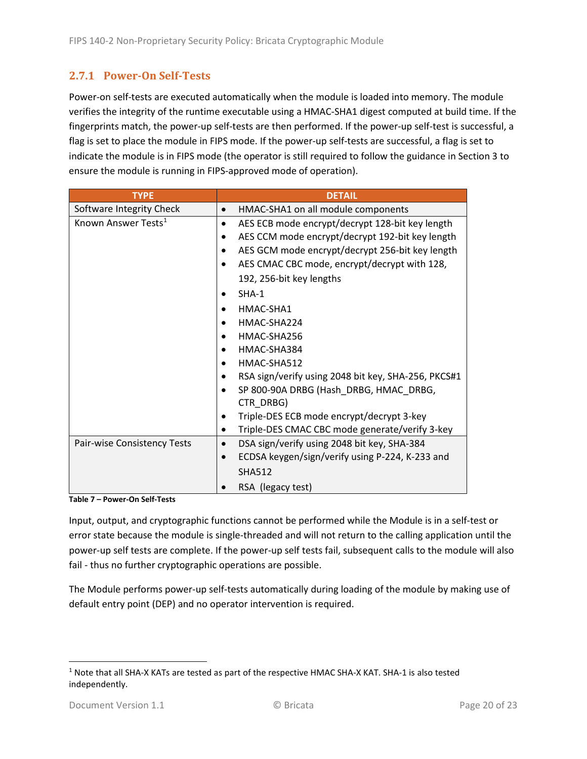### 2.7.1 Power-On Self-Tests

Power-on self-tests are executed automatically when the module is loaded into memory. The module verifies the integrity of the runtime executable using a HMAC-SHA1 digest computed at build time. If the fingerprints match, the power-up self-tests are then performed. If the power-up self-test is successful, a flag is set to place the module in FIPS mode. If the power-up self-tests are successful, a flag is set to indicate the module is in FIPS mode (the operator is still required to follow the guidance in Section 3 to ensure the module is running in FIPS-approved mode of operation).

| TYPE | DETAIL |
|---|---|
| Software Integrity Check | • HMAC-SHA1 on all module components |
| Known Answer Tests[1] | • AES ECB mode encrypt/decrypt 128-bit key length<br>• AES CCM mode encrypt/decrypt 192-bit key length<br>• AES GCM mode encrypt/decrypt 256-bit key length<br>• AES CMAC CBC mode, encrypt/decrypt with 128, 192, 256-bit key lengths<br>• SHA-1<br>• HMAC-SHA1<br>• HMAC-SHA224<br>• HMAC-SHA256<br>• HMAC-SHA384<br>• HMAC-SHA512<br>• RSA sign/verify using 2048 bit key, SHA-256, PKCS#1<br>• SP 800-90A DRBG (Hash_DRBG, HMAC_DRBG, CTR_DRBG)<br>• Triple-DES ECB mode encrypt/decrypt 3-key<br>• Triple-DES CMAC CBC mode generate/verify 3-key |
| Pair-wise Consistency Tests | • DSA sign/verify using 2048 bit key, SHA-384<br>• ECDSA keygen/sign/verify using P-224, K-233 and SHA512<br>• RSA (legacy test) |

**Table 7 – Power-On Self-Tests**

Input, output, and cryptographic functions cannot be performed while the Module is in a self-test or error state because the module is single-threaded and will not return to the calling application until the power-up self tests are complete. If the power-up self tests fail, subsequent calls to the module will also fail - thus no further cryptographic operations are possible.

The Module performs power-up self-tests automatically during loading of the module by making use of default entry point (DEP) and no operator intervention is required.

---

[1] Note that all SHA-X KATs are tested as part of the respective HMAC SHA-X KAT. SHA-1 is also tested independently.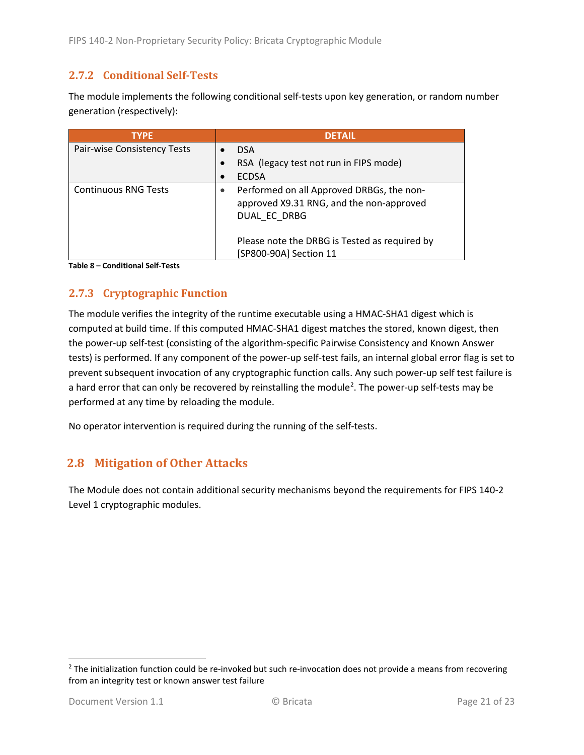### 2.7.2 Conditional Self-Tests

The module implements the following conditional self-tests upon key generation, or random number generation (respectively):

| TYPE | DETAIL |
| --- | --- |
| Pair-wise Consistency Tests | • DSA<br>• RSA (legacy test not run in FIPS mode)<br>• ECDSA |
| Continuous RNG Tests | • Performed on all Approved DRBGs, the non-approved X9.31 RNG, and the non-approved DUAL_EC_DRBG<br><br>Please note the DRBG is Tested as required by [SP800-90A] Section 11 |

**Table 8 – Conditional Self-Tests**

### 2.7.3 Cryptographic Function

The module verifies the integrity of the runtime executable using a HMAC-SHA1 digest which is computed at build time. If this computed HMAC-SHA1 digest matches the stored, known digest, then the power-up self-test (consisting of the algorithm-specific Pairwise Consistency and Known Answer tests) is performed. If any component of the power-up self-test fails, an internal global error flag is set to prevent subsequent invocation of any cryptographic function calls. Any such power-up self test failure is a hard error that can only be recovered by reinstalling the module[2]. The power-up self-tests may be performed at any time by reloading the module.

No operator intervention is required during the running of the self-tests.

## 2.8 Mitigation of Other Attacks

The Module does not contain additional security mechanisms beyond the requirements for FIPS 140-2 Level 1 cryptographic modules.

---

[2] The initialization function could be re-invoked but such re-invocation does not provide a means from recovering from an integrity test or known answer test failure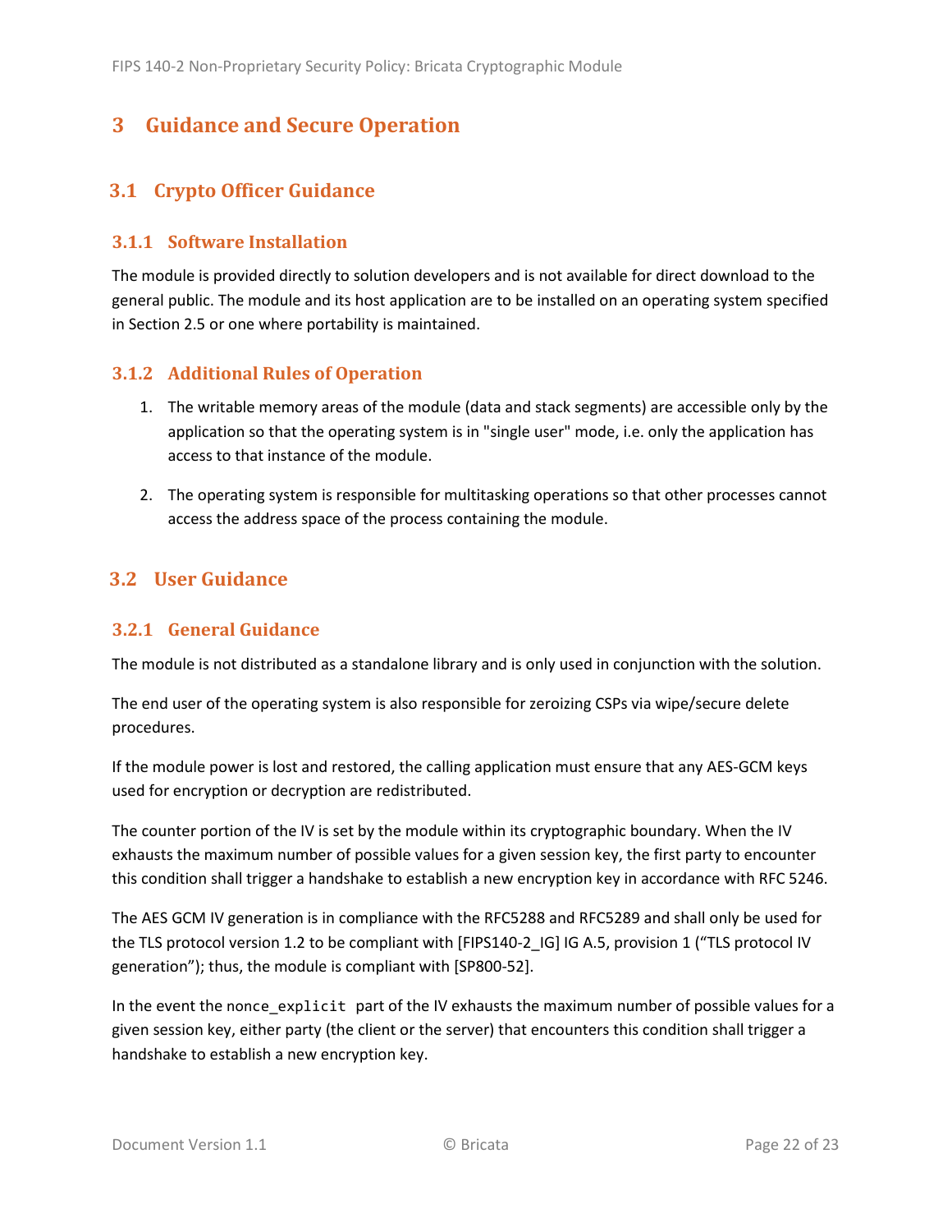# 3 Guidance and Secure Operation

## 3.1 Crypto Officer Guidance

### 3.1.1 Software Installation

The module is provided directly to solution developers and is not available for direct download to the general public. The module and its host application are to be installed on an operating system specified in Section 2.5 or one where portability is maintained.

### 3.1.2 Additional Rules of Operation

1. The writable memory areas of the module (data and stack segments) are accessible only by the application so that the operating system is in "single user" mode, i.e. only the application has access to that instance of the module.

2. The operating system is responsible for multitasking operations so that other processes cannot access the address space of the process containing the module.

## 3.2 User Guidance

### 3.2.1 General Guidance

The module is not distributed as a standalone library and is only used in conjunction with the solution.

The end user of the operating system is also responsible for zeroizing CSPs via wipe/secure delete procedures.

If the module power is lost and restored, the calling application must ensure that any AES-GCM keys used for encryption or decryption are redistributed.

The counter portion of the IV is set by the module within its cryptographic boundary. When the IV exhausts the maximum number of possible values for a given session key, the first party to encounter this condition shall trigger a handshake to establish a new encryption key in accordance with RFC 5246.

The AES GCM IV generation is in compliance with the RFC5288 and RFC5289 and shall only be used for the TLS protocol version 1.2 to be compliant with [FIPS140-2_IG] IG A.5, provision 1 ("TLS protocol IV generation"); thus, the module is compliant with [SP800-52].

In the event the `nonce_explicit` part of the IV exhausts the maximum number of possible values for a given session key, either party (the client or the server) that encounters this condition shall trigger a handshake to establish a new encryption key.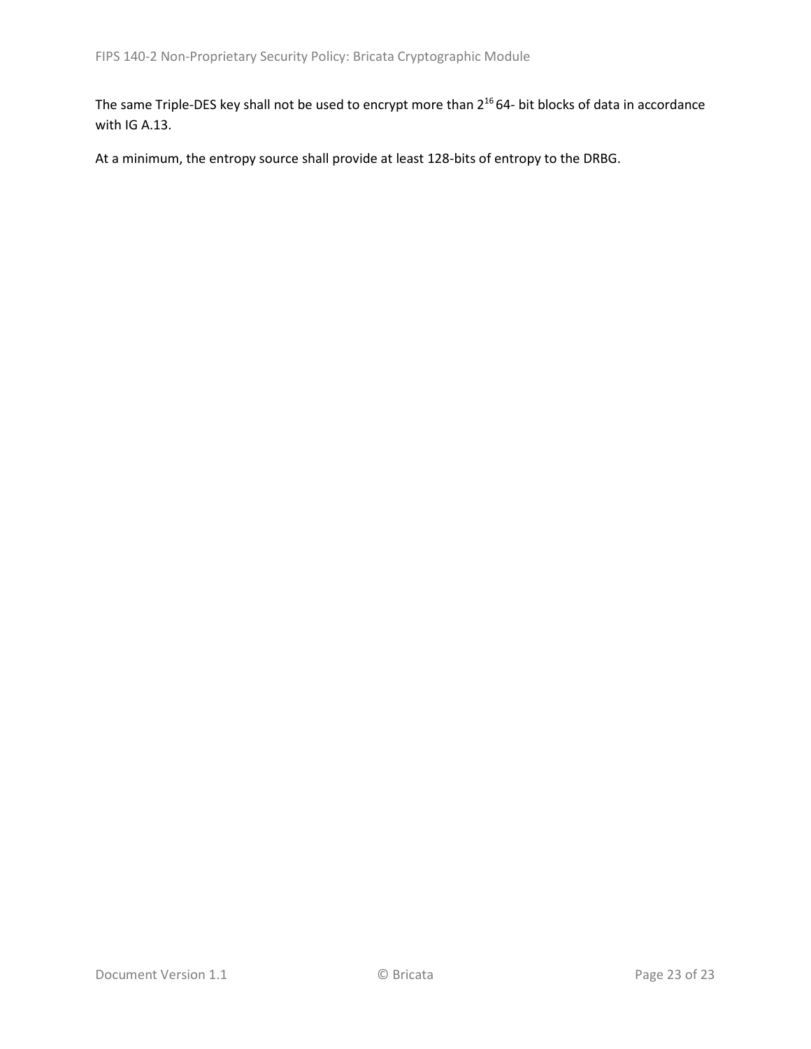The same Triple-DES key shall not be used to encrypt more than $2^{16}$ 64- bit blocks of data in accordance with IG A.13.

At a minimum, the entropy source shall provide at least 128-bits of entropy to the DRBG.